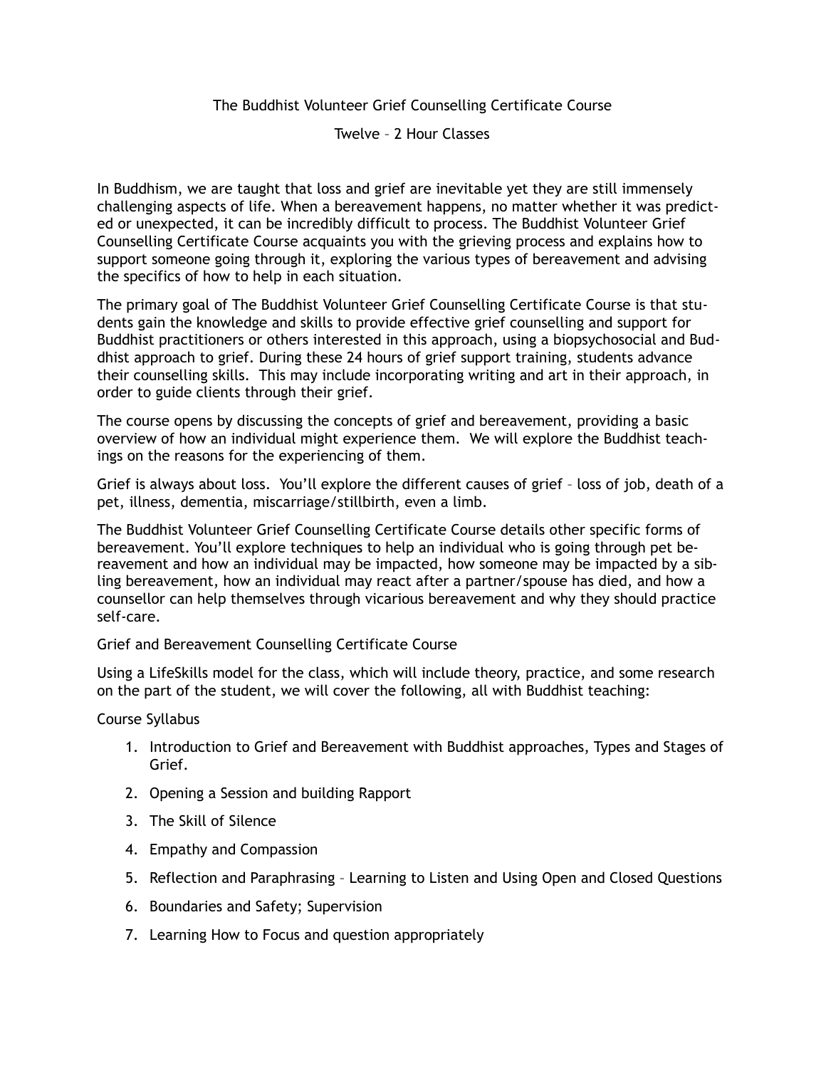# The Buddhist Volunteer Grief Counselling Certificate Course

Twelve – 2 Hour Classes

In Buddhism, we are taught that loss and grief are inevitable yet they are still immensely challenging aspects of life. When a bereavement happens, no matter whether it was predicted or unexpected, it can be incredibly difficult to process. The Buddhist Volunteer Grief Counselling Certificate Course acquaints you with the grieving process and explains how to support someone going through it, exploring the various types of bereavement and advising the specifics of how to help in each situation.

The primary goal of The Buddhist Volunteer Grief Counselling Certificate Course is that students gain the knowledge and skills to provide effective grief counselling and support for Buddhist practitioners or others interested in this approach, using a biopsychosocial and Buddhist approach to grief. During these 24 hours of grief support training, students advance their counselling skills. This may include incorporating writing and art in their approach, in order to guide clients through their grief.

The course opens by discussing the concepts of grief and bereavement, providing a basic overview of how an individual might experience them. We will explore the Buddhist teachings on the reasons for the experiencing of them.

Grief is always about loss. You'll explore the different causes of grief – loss of job, death of a pet, illness, dementia, miscarriage/stillbirth, even a limb.

The Buddhist Volunteer Grief Counselling Certificate Course details other specific forms of bereavement. You'll explore techniques to help an individual who is going through pet bereavement and how an individual may be impacted, how someone may be impacted by a sibling bereavement, how an individual may react after a partner/spouse has died, and how a counsellor can help themselves through vicarious bereavement and why they should practice self-care.

Grief and Bereavement Counselling Certificate Course

Using a LifeSkills model for the class, which will include theory, practice, and some research on the part of the student, we will cover the following, all with Buddhist teaching:

Course Syllabus

1. Introduction to Grief and Bereavement with Buddhist approaches, Types and Stages of Grief.
2. Opening a Session and building Rapport
3. The Skill of Silence
4. Empathy and Compassion
5. Reflection and Paraphrasing – Learning to Listen and Using Open and Closed Questions
6. Boundaries and Safety; Supervision
7. Learning How to Focus and question appropriately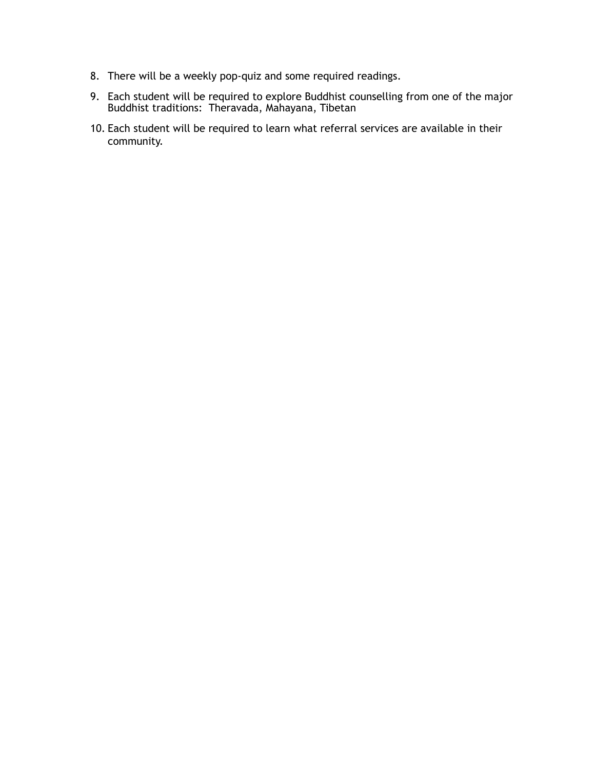8. There will be a weekly pop-quiz and some required readings.
9. Each student will be required to explore Buddhist counselling from one of the major Buddhist traditions:  Theravada, Mahayana, Tibetan
10. Each student will be required to learn what referral services are available in their community.